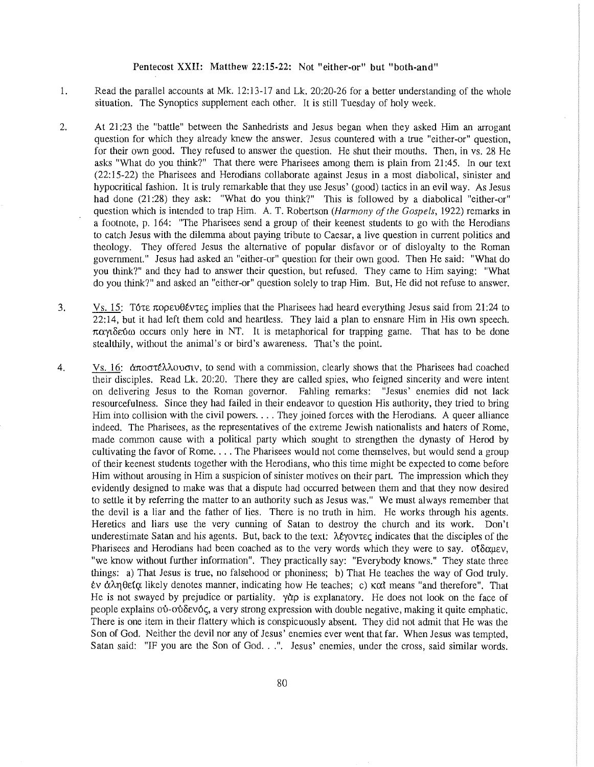## Pentecost XXII: Matthew 22:15-22: Not "either-or" but "both-and"

1. Read the parallel accounts at Mk. 12:13-17 and Lk. 20:20-26 for a better understanding of the whole situation. The Synoptics supplement each other. It is still Tuesday of holy week.

2. At 21:23 the "battle" between the Sanhedrists and Jesus began when they asked Him an arrogant question for which they already knew the answer. Jesus countered with a true "either-or" question, for their own good. They refused to answer the question. He shut their mouths. Then, in vs. 28 He asks "What do you think?" That there were Pharisees among them is plain from 21:45. In our text (22:15-22) the Pharisees and Herodians collaborate against Jesus in a most diabolical, sinister and hypocritical fashion. It is truly remarkable that they use Jesus' (good) tactics in an evil way. As Jesus had done (21:28) they ask: "What do you think?" This is followed by a diabolical "either-or" question which is intended to trap Him. A. T. Robertson (*Harmony of the Gospels*, 1922) remarks in a footnote, p. 164: "The Pharisees send a group of their keenest students to go with the Herodians to catch Jesus with the dilemma about paying tribute to Caesar, a live question in current politics and theology. They offered Jesus the alternative of popular disfavor or of disloyalty to the Roman government." Jesus had asked an "either-or" question for their own good. Then He said: "What do you think?" and they had to answer their question, but refused. They came to Him saying: "What do you think?" and asked an "either-or" question solely to trap Him. But, He did not refuse to answer.

3. Vs. 15: Τότε πορευθέντες implies that the Pharisees had heard everything Jesus said from 21:24 to 22:14, but it had left them cold and heartless. They laid a plan to ensnare Him in His own speech. παγιδεύω occurs only here in NT. It is metaphorical for trapping game. That has to be done stealthily, without the animal's or bird's awareness. That's the point.

4. Vs. 16: ἀποστέλλουσιν, to send with a commission, clearly shows that the Pharisees had coached their disciples. Read Lk. 20:20. There they are called spies, who feigned sincerity and were intent on delivering Jesus to the Roman governor. Fahling remarks: "Jesus' enemies did not lack resourcefulness. Since they had failed in their endeavor to question His authority, they tried to bring Him into collision with the civil powers. . . . They joined forces with the Herodians. A queer alliance indeed. The Pharisees, as the representatives of the extreme Jewish nationalists and haters of Rome, made common cause with a political party which sought to strengthen the dynasty of Herod by cultivating the favor of Rome. . . . The Pharisees would not come themselves, but would send a group of their keenest students together with the Herodians, who this time might be expected to come before Him without arousing in Him a suspicion of sinister motives on their part. The impression which they evidently designed to make was that a dispute had occurred between them and that they now desired to settle it by referring the matter to an authority such as Jesus was." We must always remember that the devil is a liar and the father of lies. There is no truth in him. He works through his agents. Heretics and liars use the very cunning of Satan to destroy the church and its work. Don't underestimate Satan and his agents. But, back to the text: λέγοντες indicates that the disciples of the Pharisees and Herodians had been coached as to the very words which they were to say. οἴδαμεν, "we know without further information". They practically say: "Everybody knows." They state three things: a) That Jesus is true, no falsehood or phoniness; b) That He teaches the way of God truly. ἐν ἀληθείᾳ likely denotes manner, indicating how He teaches; c) καί means "and therefore". That He is not swayed by prejudice or partiality. γάρ is explanatory. He does not look on the face of people explains οὐ-οὐδενός, a very strong expression with double negative, making it quite emphatic. There is one item in their flattery which is conspicuously absent. They did not admit that He was the Son of God. Neither the devil nor any of Jesus' enemies ever went that far. When Jesus was tempted, Satan said: "IF you are the Son of God. . .". Jesus' enemies, under the cross, said similar words.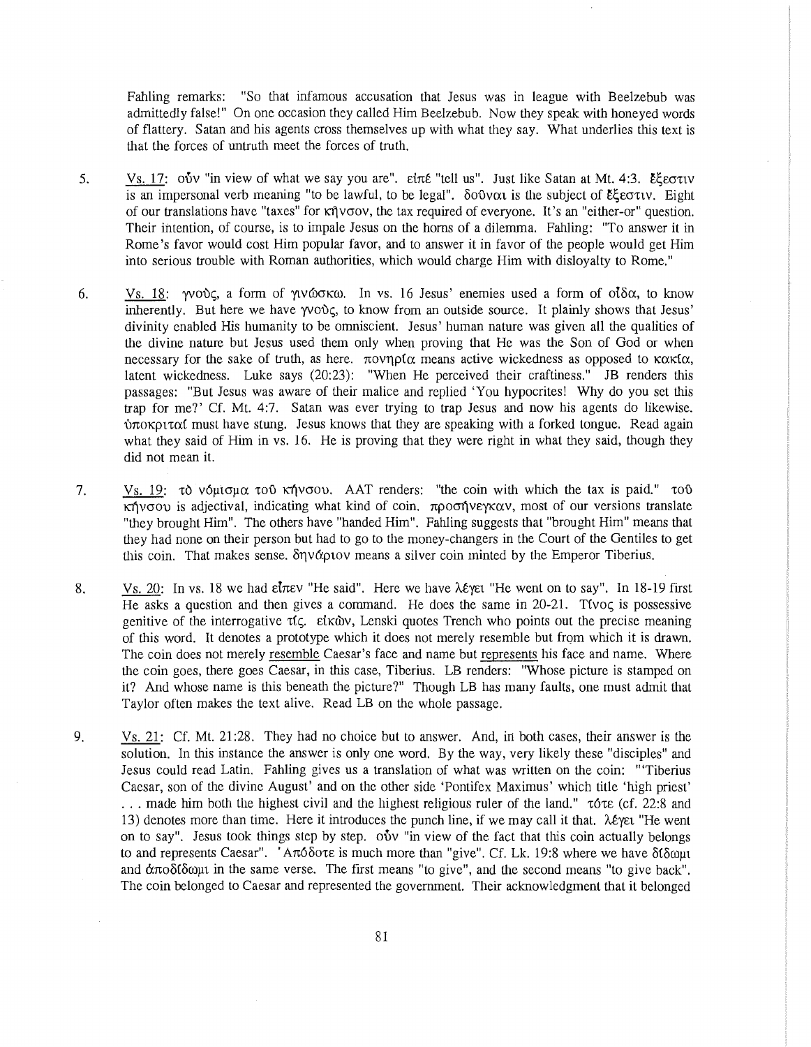Fahling remarks: "So that infamous accusation that Jesus was in league with Beelzebub was admittedly false!" On one occasion they called Him Beelzebub. Now they speak with honeyed words of flattery. Satan and his agents cross themselves up with what they say. What underlies this text is that the forces of untruth meet the forces of truth.

5. Vs. 17: οὖν "in view of what we say you are". εἰπέ "tell us". Just like Satan at Mt. 4:3. ἔξεστιν is an impersonal verb meaning "to be lawful, to be legal". δοῦναι is the subject of ἔξεστιν. Eight of our translations have "taxes" for κῆνσον, the tax required of everyone. It's an "either-or" question. Their intention, of course, is to impale Jesus on the horns of a dilemma. Fahling: "To answer it in Rome's favor would cost Him popular favor, and to answer it in favor of the people would get Him into serious trouble with Roman authorities, which would charge Him with disloyalty to Rome."

6. Vs. 18: γνοὺς, a form of γινώσκω. In vs. 16 Jesus' enemies used a form of οἶδα, to know inherently. But here we have γνοὺς, to know from an outside source. It plainly shows that Jesus' divinity enabled His humanity to be omniscient. Jesus' human nature was given all the qualities of the divine nature but Jesus used them only when proving that He was the Son of God or when necessary for the sake of truth, as here. πονηρία means active wickedness as opposed to κακία, latent wickedness. Luke says (20:23): "When He perceived their craftiness." JB renders this passages: "But Jesus was aware of their malice and replied 'You hypocrites! Why do you set this trap for me?' Cf. Mt. 4:7. Satan was ever trying to trap Jesus and now his agents do likewise. ὑποκριταί must have stung. Jesus knows that they are speaking with a forked tongue. Read again what they said of Him in vs. 16. He is proving that they were right in what they said, though they did not mean it.

7. Vs. 19: τὸ νόμισμα τοῦ κῆνσου. AAT renders: "the coin with which the tax is paid." τοῦ κῆνσου is adjectival, indicating what kind of coin. προσήνεγκαν, most of our versions translate "they brought Him". The others have "handed Him". Fahling suggests that "brought Him" means that they had none on their person but had to go to the money-changers in the Court of the Gentiles to get this coin. That makes sense. δηνάριον means a silver coin minted by the Emperor Tiberius.

8. Vs. 20: In vs. 18 we had εἶπεν "He said". Here we have λέγει "He went on to say". In 18-19 first He asks a question and then gives a command. He does the same in 20-21. Τίνος is possessive genitive of the interrogative τίς. εἰκὼν, Lenski quotes Trench who points out the precise meaning of this word. It denotes a prototype which it does not merely resemble but from which it is drawn. The coin does not merely resemble Caesar's face and name but represents his face and name. Where the coin goes, there goes Caesar, in this case, Tiberius. LB renders: "Whose picture is stamped on it? And whose name is this beneath the picture?" Though LB has many faults, one must admit that Taylor often makes the text alive. Read LB on the whole passage.

9. Vs. 21: Cf. Mt. 21:28. They had no choice but to answer. And, in both cases, their answer is the solution. In this instance the answer is only one word. By the way, very likely these "disciples" and Jesus could read Latin. Fahling gives us a translation of what was written on the coin: "'Tiberius Caesar, son of the divine August' and on the other side 'Pontifex Maximus' which title 'high priest' . . . made him both the highest civil and the highest religious ruler of the land." τότε (cf. 22:8 and 13) denotes more than time. Here it introduces the punch line, if we may call it that. λέγει "He went on to say". Jesus took things step by step. οὖν "in view of the fact that this coin actually belongs to and represents Caesar". Ἀπόδοτε is much more than "give". Cf. Lk. 19:8 where we have δίδωμι and ἀποδίδωμι in the same verse. The first means "to give", and the second means "to give back". The coin belonged to Caesar and represented the government. Their acknowledgment that it belonged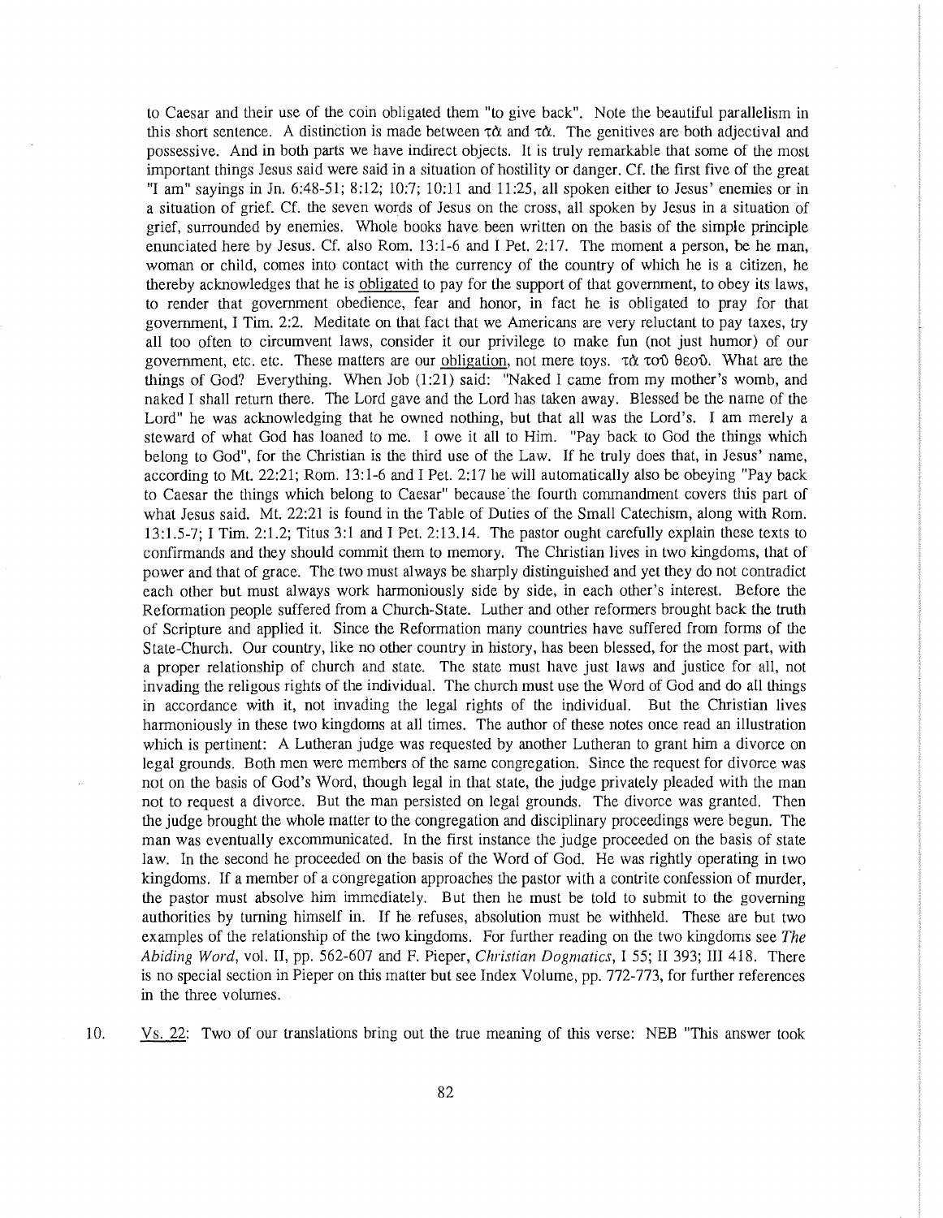to Caesar and their use of the coin obligated them "to give back". Note the beautiful parallelism in this short sentence. A distinction is made between τὰ and τὰ. The genitives are both adjectival and possessive. And in both parts we have indirect objects. It is truly remarkable that some of the most important things Jesus said were said in a situation of hostility or danger. Cf. the first five of the great "I am" sayings in Jn. 6:48-51; 8:12; 10:7; 10:11 and 11:25, all spoken either to Jesus' enemies or in a situation of grief. Cf. the seven words of Jesus on the cross, all spoken by Jesus in a situation of grief, surrounded by enemies. Whole books have been written on the basis of the simple principle enunciated here by Jesus. Cf. also Rom. 13:1-6 and I Pet. 2:17. The moment a person, be he man, woman or child, comes into contact with the currency of the country of which he is a citizen, he thereby acknowledges that he is <u>obligated</u> to pay for the support of that government, to obey its laws, to render that government obedience, fear and honor, in fact he is obligated to pray for that government, I Tim. 2:2. Meditate on that fact that we Americans are very reluctant to pay taxes, try all too often to circumvent laws, consider it our privilege to make fun (not just humor) of our government, etc. etc. These matters are our <u>obligation</u>, not mere toys. τὰ τοῦ θεοῦ. What are the things of God? Everything. When Job (1:21) said: "Naked I came from my mother's womb, and naked I shall return there. The Lord gave and the Lord has taken away. Blessed be the name of the Lord" he was acknowledging that he owned nothing, but that all was the Lord's. I am merely a steward of what God has loaned to me. I owe it all to Him. "Pay back to God the things which belong to God", for the Christian is the third use of the Law. If he truly does that, in Jesus' name, according to Mt. 22:21; Rom. 13:1-6 and I Pet. 2:17 he will automatically also be obeying "Pay back to Caesar the things which belong to Caesar" because the fourth commandment covers this part of what Jesus said. Mt. 22:21 is found in the Table of Duties of the Small Catechism, along with Rom. 13:1.5-7; I Tim. 2:1.2; Titus 3:1 and I Pet. 2:13.14. The pastor ought carefully explain these texts to confirmands and they should commit them to memory. The Christian lives in two kingdoms, that of power and that of grace. The two must always be sharply distinguished and yet they do not contradict each other but must always work harmoniously side by side, in each other's interest. Before the Reformation people suffered from a Church-State. Luther and other reformers brought back the truth of Scripture and applied it. Since the Reformation many countries have suffered from forms of the State-Church. Our country, like no other country in history, has been blessed, for the most part, with a proper relationship of church and state. The state must have just laws and justice for all, not invading the religous rights of the individual. The church must use the Word of God and do all things in accordance with it, not invading the legal rights of the individual. But the Christian lives harmoniously in these two kingdoms at all times. The author of these notes once read an illustration which is pertinent: A Lutheran judge was requested by another Lutheran to grant him a divorce on legal grounds. Both men were members of the same congregation. Since the request for divorce was not on the basis of God's Word, though legal in that state, the judge privately pleaded with the man not to request a divorce. But the man persisted on legal grounds. The divorce was granted. Then the judge brought the whole matter to the congregation and disciplinary proceedings were begun. The man was eventually excommunicated. In the first instance the judge proceeded on the basis of state law. In the second he proceeded on the basis of the Word of God. He was rightly operating in two kingdoms. If a member of a congregation approaches the pastor with a contrite confession of murder, the pastor must absolve him immediately. But then he must be told to submit to the governing authorities by turning himself in. If he refuses, absolution must be withheld. These are but two examples of the relationship of the two kingdoms. For further reading on the two kingdoms see *The Abiding Word*, vol. II, pp. 562-607 and F. Pieper, *Christian Dogmatics*, I 55; II 393; III 418. There is no special section in Pieper on this matter but see Index Volume, pp. 772-773, for further references in the three volumes.

10. <u>Vs. 22</u>: Two of our translations bring out the true meaning of this verse: NEB "This answer took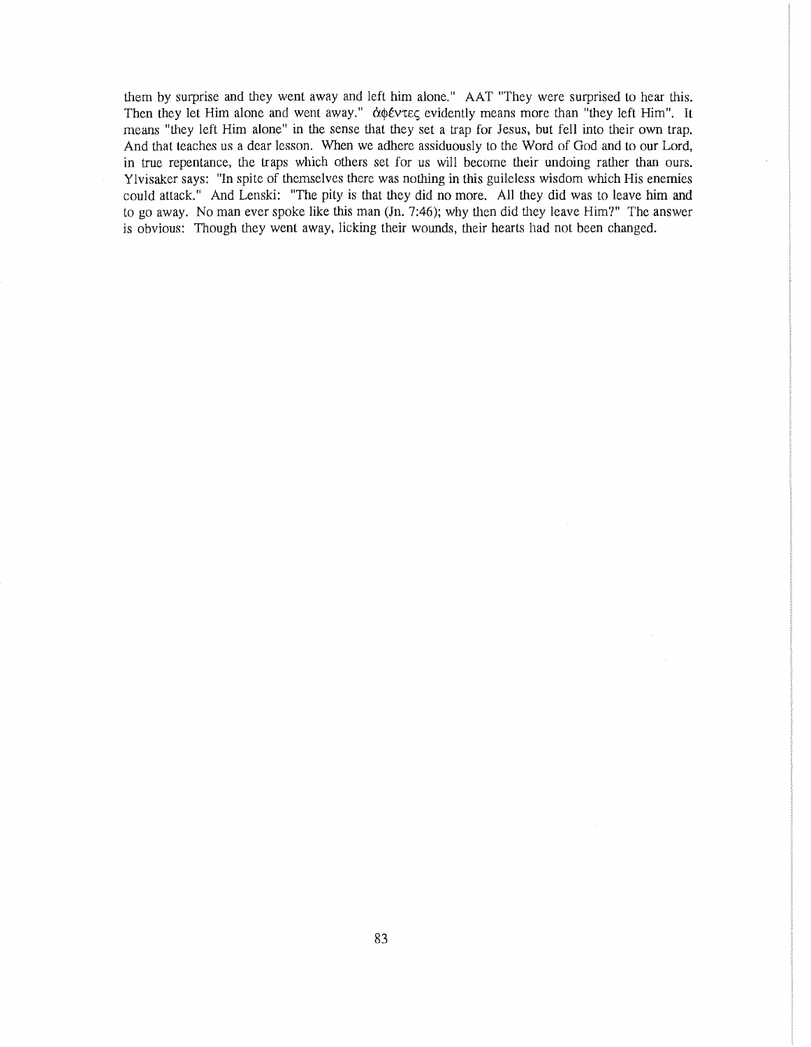them by surprise and they went away and left him alone." AAT "They were surprised to hear this. Then they let Him alone and went away." ἀφέντες evidently means more than "they left Him". It means "they left Him alone" in the sense that they set a trap for Jesus, but fell into their own trap. And that teaches us a dear lesson. When we adhere assiduously to the Word of God and to our Lord, in true repentance, the traps which others set for us will become their undoing rather than ours. Ylvisaker says: "In spite of themselves there was nothing in this guileless wisdom which His enemies could attack." And Lenski: "The pity is that they did no more. All they did was to leave him and to go away. No man ever spoke like this man (Jn. 7:46); why then did they leave Him?" The answer is obvious: Though they went away, licking their wounds, their hearts had not been changed.